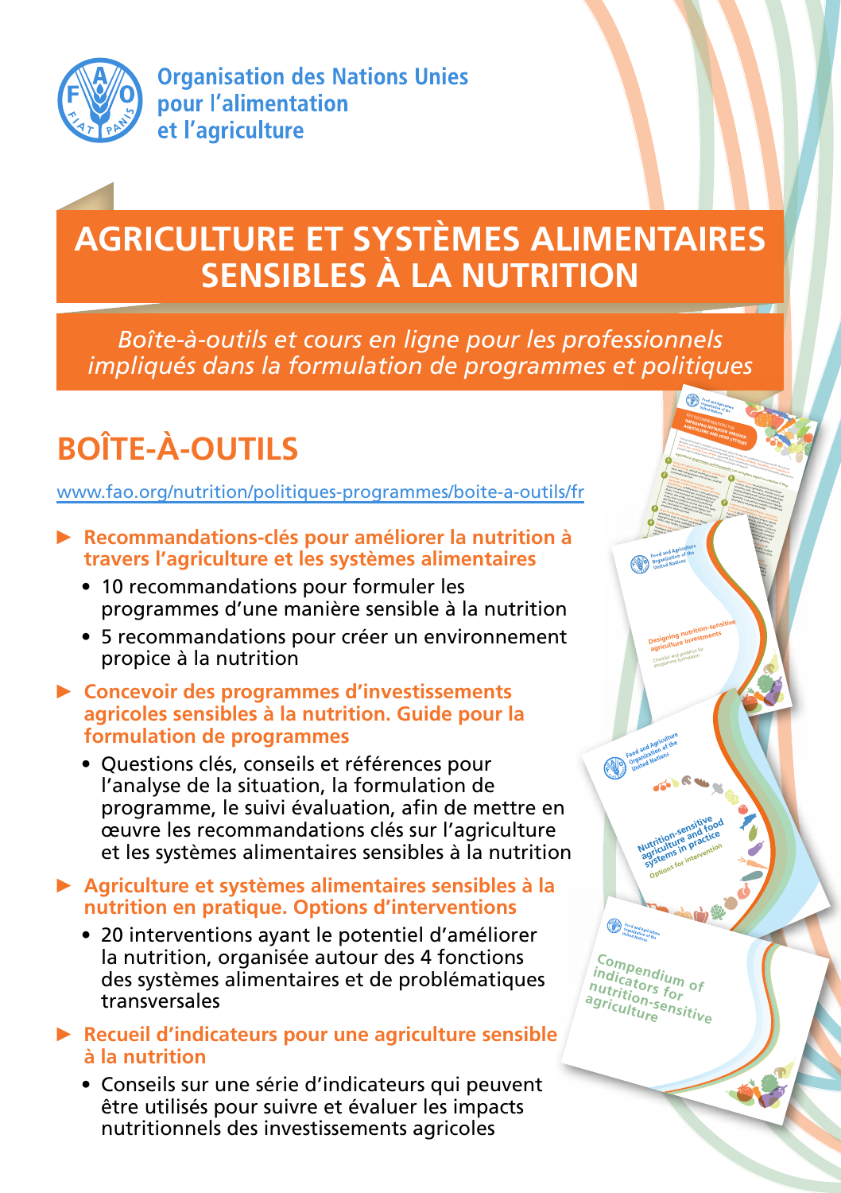Organisation des Nations Unies
pour l'alimentation
et l'agriculture

# AGRICULTURE ET SYSTÈMES ALIMENTAIRES SENSIBLES À LA NUTRITION

*Boîte-à-outils et cours en ligne pour les professionnels impliqués dans la formulation de programmes et politiques*

## BOÎTE-À-OUTILS

www.fao.org/nutrition/politiques-programmes/boite-a-outils/fr

- **Recommandations-clés pour améliorer la nutrition à travers l'agriculture et les systèmes alimentaires**
  - 10 recommandations pour formuler les programmes d'une manière sensible à la nutrition
  - 5 recommandations pour créer un environnement propice à la nutrition
- **Concevoir des programmes d'investissements agricoles sensibles à la nutrition. Guide pour la formulation de programmes**
  - Questions clés, conseils et références pour l'analyse de la situation, la formulation de programme, le suivi évaluation, afin de mettre en œuvre les recommandations clés sur l'agriculture et les systèmes alimentaires sensibles à la nutrition
- **Agriculture et systèmes alimentaires sensibles à la nutrition en pratique. Options d'interventions**
  - 20 interventions ayant le potentiel d'améliorer la nutrition, organisée autour des 4 fonctions des systèmes alimentaires et de problématiques transversales
- **Recueil d'indicateurs pour une agriculture sensible à la nutrition**
  - Conseils sur une série d'indicateurs qui peuvent être utilisés pour suivre et évaluer les impacts nutritionnels des investissements agricoles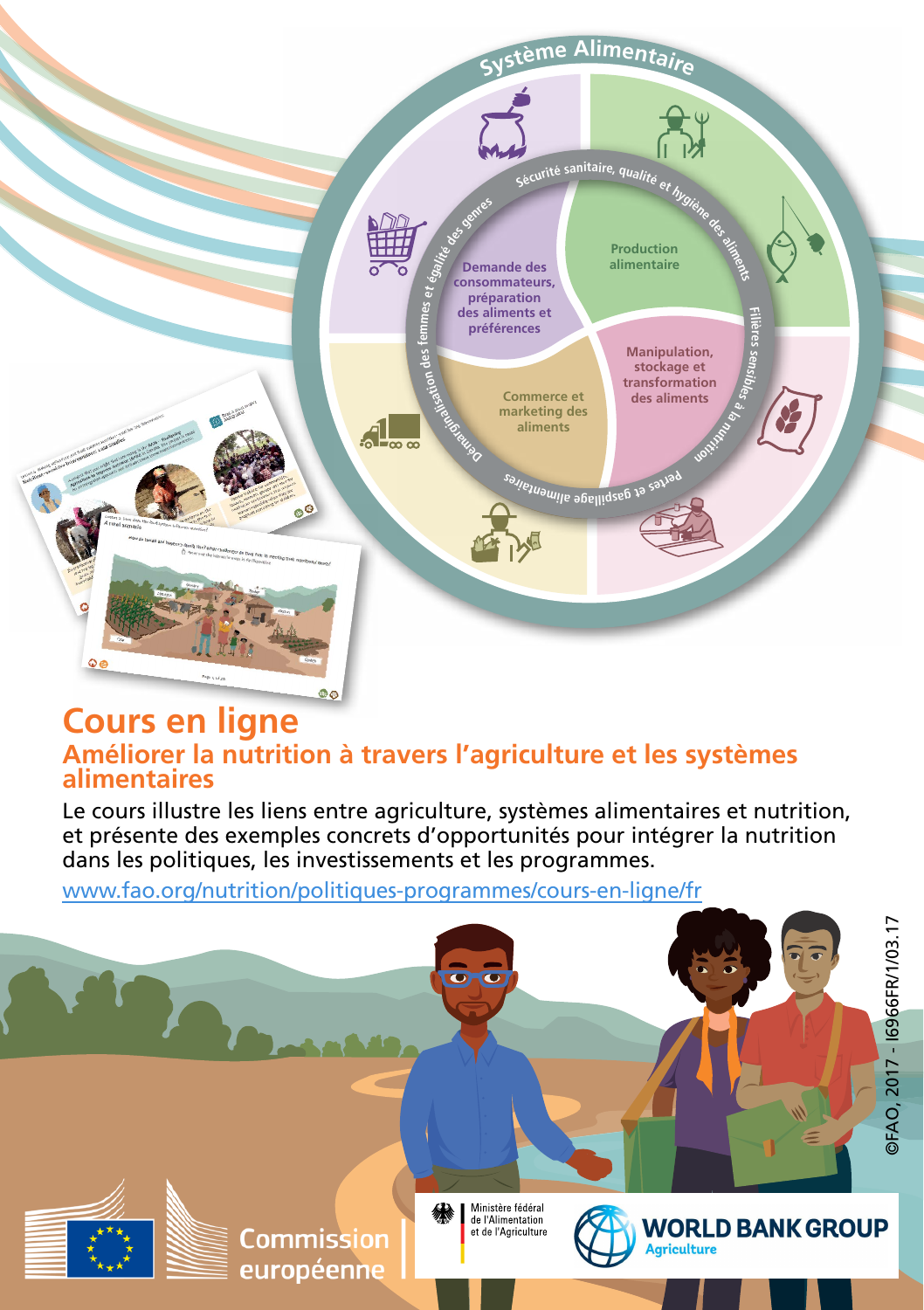Système Alimentaire

Sécurité sanitaire, qualité et hygiène des aliments

Filières sensibles à la nutrition

Pertes et gaspillage alimentaires

Démarginalisation des femmes et égalité des genres

Production alimentaire

Manipulation, stockage et transformation des aliments

Commerce et marketing des aliments

Demande des consommateurs, préparation des aliments et préférences

# Cours en ligne

## Améliorer la nutrition à travers l'agriculture et les systèmes alimentaires

Le cours illustre les liens entre agriculture, systèmes alimentaires et nutrition, et présente des exemples concrets d'opportunités pour intégrer la nutrition dans les politiques, les investissements et les programmes.

www.fao.org/nutrition/politiques-programmes/cours-en-ligne/fr

©FAO, 2017 - I6966FR/1/03.17

Commission européenne

Ministère fédéral de l'Alimentation et de l'Agriculture

WORLD BANK GROUP Agriculture